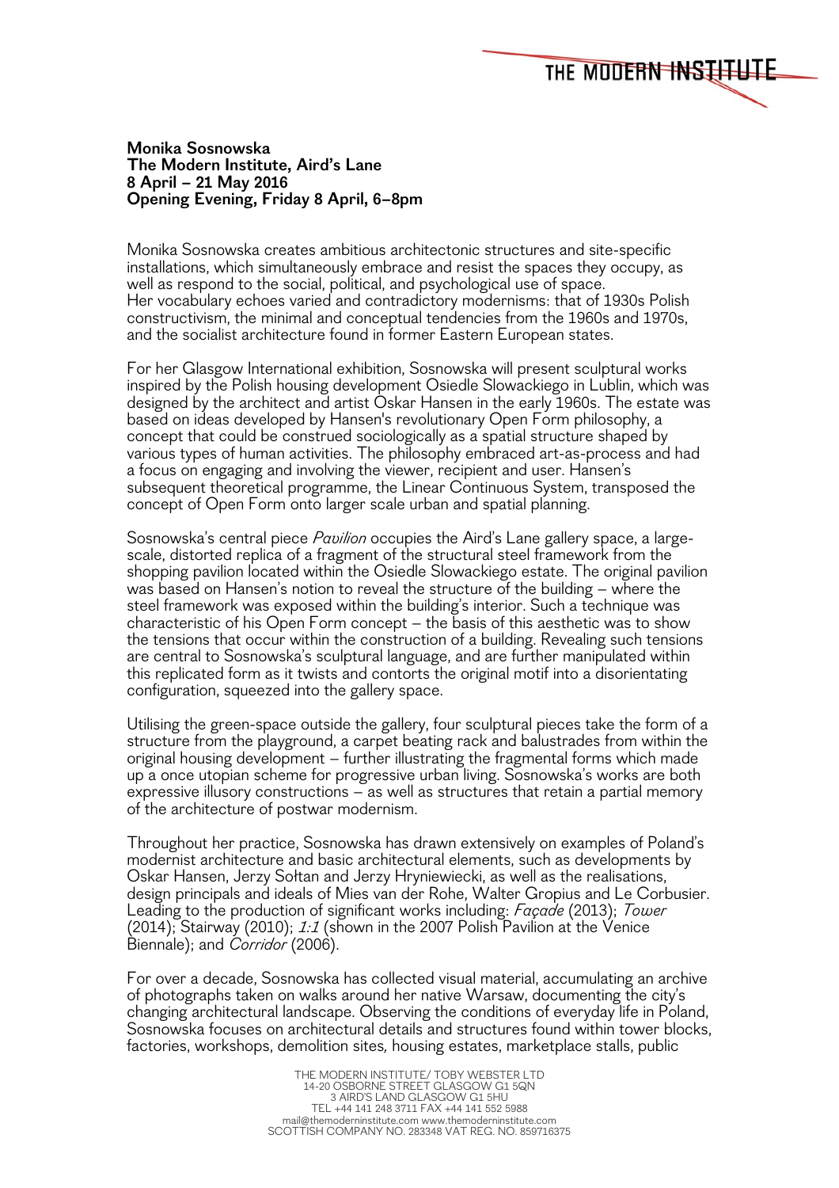THE MODERN INSTITUTE

**Monika Sosnowska**
**The Modern Institute, Aird's Lane**
**8 April – 21 May 2016**
**Opening Evening, Friday 8 April, 6–8pm**

Monika Sosnowska creates ambitious architectonic structures and site-specific installations, which simultaneously embrace and resist the spaces they occupy, as well as respond to the social, political, and psychological use of space. Her vocabulary echoes varied and contradictory modernisms: that of 1930s Polish constructivism, the minimal and conceptual tendencies from the 1960s and 1970s, and the socialist architecture found in former Eastern European states.

For her Glasgow International exhibition, Sosnowska will present sculptural works inspired by the Polish housing development Osiedle Slowackiego in Lublin, which was designed by the architect and artist Oskar Hansen in the early 1960s. The estate was based on ideas developed by Hansen's revolutionary Open Form philosophy, a concept that could be construed sociologically as a spatial structure shaped by various types of human activities. The philosophy embraced art-as-process and had a focus on engaging and involving the viewer, recipient and user. Hansen's subsequent theoretical programme, the Linear Continuous System, transposed the concept of Open Form onto larger scale urban and spatial planning.

Sosnowska's central piece *Pavilion* occupies the Aird's Lane gallery space, a large-scale, distorted replica of a fragment of the structural steel framework from the shopping pavilion located within the Osiedle Slowackiego estate. The original pavilion was based on Hansen's notion to reveal the structure of the building – where the steel framework was exposed within the building's interior. Such a technique was characteristic of his Open Form concept – the basis of this aesthetic was to show the tensions that occur within the construction of a building. Revealing such tensions are central to Sosnowska's sculptural language, and are further manipulated within this replicated form as it twists and contorts the original motif into a disorientating configuration, squeezed into the gallery space.

Utilising the green-space outside the gallery, four sculptural pieces take the form of a structure from the playground, a carpet beating rack and balustrades from within the original housing development – further illustrating the fragmental forms which made up a once utopian scheme for progressive urban living. Sosnowska's works are both expressive illusory constructions – as well as structures that retain a partial memory of the architecture of postwar modernism.

Throughout her practice, Sosnowska has drawn extensively on examples of Poland's modernist architecture and basic architectural elements, such as developments by Oskar Hansen, Jerzy Sołtan and Jerzy Hryniewiecki, as well as the realisations, design principals and ideals of Mies van der Rohe, Walter Gropius and Le Corbusier. Leading to the production of significant works including: *Façade* (2013); *Tower* (2014); Stairway (2010); *1:1* (shown in the 2007 Polish Pavilion at the Venice Biennale); and *Corridor* (2006).

For over a decade, Sosnowska has collected visual material, accumulating an archive of photographs taken on walks around her native Warsaw, documenting the city's changing architectural landscape. Observing the conditions of everyday life in Poland, Sosnowska focuses on architectural details and structures found within tower blocks, factories, workshops, demolition sites, housing estates, marketplace stalls, public

THE MODERN INSTITUTE/ TOBY WEBSTER LTD
14-20 OSBORNE STREET GLASGOW G1 5QN
3 AIRD'S LAND GLASGOW G1 5HU
TEL +44 141 248 3711 FAX +44 141 552 5988
mail@themoderninstitute.com www.themoderninstitute.com
SCOTTISH COMPANY NO. 283348 VAT REG. NO. 859716375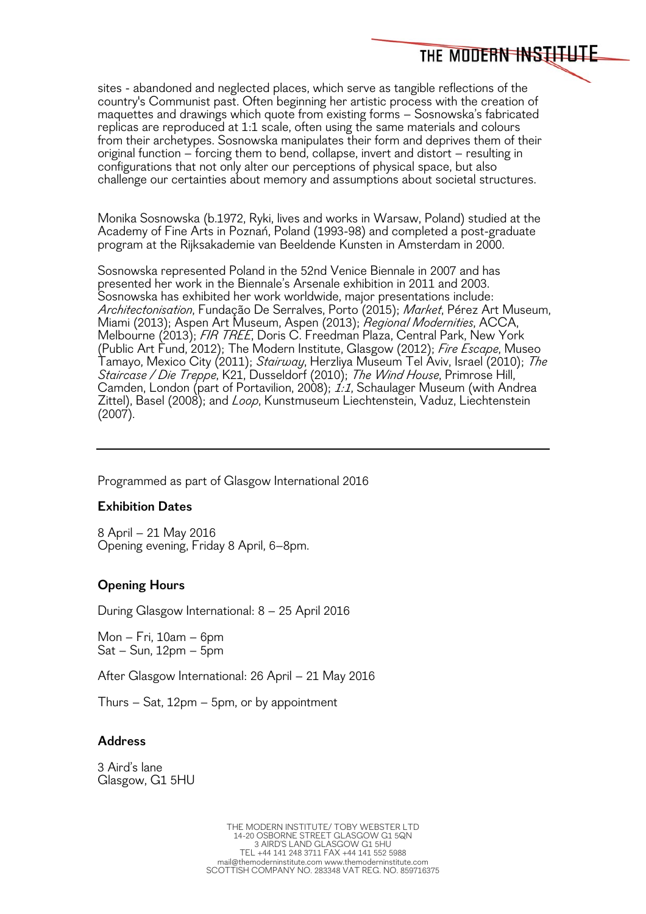sites - abandoned and neglected places, which serve as tangible reflections of the country's Communist past. Often beginning her artistic process with the creation of maquettes and drawings which quote from existing forms – Sosnowska's fabricated replicas are reproduced at 1:1 scale, often using the same materials and colours from their archetypes. Sosnowska manipulates their form and deprives them of their original function – forcing them to bend, collapse, invert and distort – resulting in configurations that not only alter our perceptions of physical space, but also challenge our certainties about memory and assumptions about societal structures.

Monika Sosnowska (b.1972, Ryki, lives and works in Warsaw, Poland) studied at the Academy of Fine Arts in Poznań, Poland (1993-98) and completed a post-graduate program at the Rijksakademie van Beeldende Kunsten in Amsterdam in 2000.

Sosnowska represented Poland in the 52nd Venice Biennale in 2007 and has presented her work in the Biennale's Arsenale exhibition in 2011 and 2003. Sosnowska has exhibited her work worldwide, major presentations include: *Architectonisation*, Fundação De Serralves, Porto (2015); *Market*, Pérez Art Museum, Miami (2013); Aspen Art Museum, Aspen (2013); *Regional Modernities*, ACCA, Melbourne (2013); *FIR TREE*, Doris C. Freedman Plaza, Central Park, New York (Public Art Fund, 2012); The Modern Institute, Glasgow (2012); *Fire Escape*, Museo Tamayo, Mexico City (2011); *Stairway*, Herzliya Museum Tel Aviv, Israel (2010); *The Staircase / Die Treppe*, K21, Dusseldorf (2010); *The Wind House*, Primrose Hill, Camden, London (part of Portavilion, 2008); *1:1*, Schaulager Museum (with Andrea Zittel), Basel (2008); and *Loop*, Kunstmuseum Liechtenstein, Vaduz, Liechtenstein (2007).

---

Programmed as part of Glasgow International 2016

**Exhibition Dates**

8 April – 21 May 2016
Opening evening, Friday 8 April, 6–8pm.

**Opening Hours**

During Glasgow International: 8 – 25 April 2016

Mon – Fri, 10am – 6pm
Sat – Sun, 12pm – 5pm

After Glasgow International: 26 April – 21 May 2016

Thurs – Sat, 12pm – 5pm, or by appointment

**Address**

3 Aird's lane
Glasgow, G1 5HU